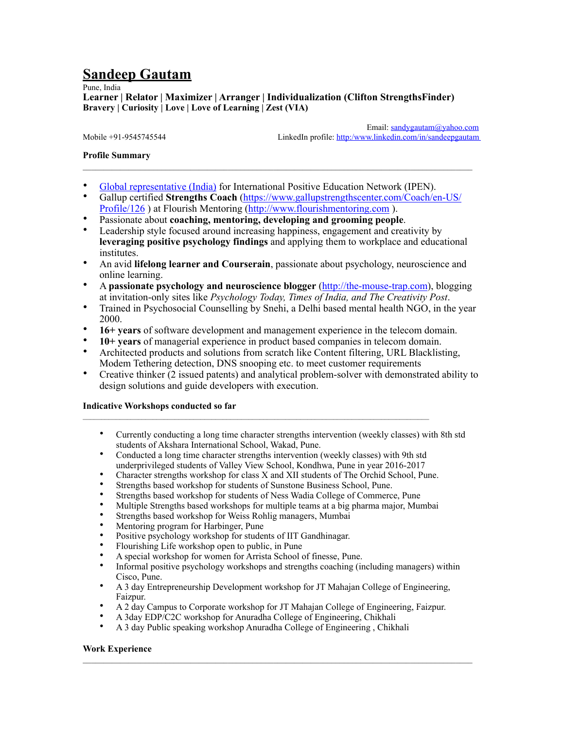# Sandeep Gautam

Pune, India

**Learner | Relator | Maximizer | Arranger | Individualization (Clifton StrengthsFinder)**
**Bravery | Curiosity | Love | Love of Learning | Zest (VIA)**

Email: sandygautam@yahoo.com

Mobile +91-9545745544

LinkedIn profile: http:/www.linkedin.com/in/sandeepgautam

**Profile Summary**

---

- Global representative (India) for International Positive Education Network (IPEN).
- Gallup certified **Strengths Coach** (https://www.gallupstrengthscenter.com/Coach/en-US/Profile/126 ) at Flourish Mentoring (http://www.flourishmentoring.com ).
- Passionate about **coaching, mentoring, developing and grooming people**.
- Leadership style focused around increasing happiness, engagement and creativity by **leveraging positive psychology findings** and applying them to workplace and educational institutes.
- An avid **lifelong learner and Courserain**, passionate about psychology, neuroscience and online learning.
- A **passionate psychology and neuroscience blogger** (http://the-mouse-trap.com), blogging at invitation-only sites like *Psychology Today, Times of India, and The Creativity Post*.
- Trained in Psychosocial Counselling by Snehi, a Delhi based mental health NGO, in the year 2000.
- **16+ years** of software development and management experience in the telecom domain.
- **10+ years** of managerial experience in product based companies in telecom domain.
- Architected products and solutions from scratch like Content filtering, URL Blacklisting, Modem Tethering detection, DNS snooping etc. to meet customer requirements
- Creative thinker (2 issued patents) and analytical problem-solver with demonstrated ability to design solutions and guide developers with execution.

**Indicative Workshops conducted so far**

---

- Currently conducting a long time character strengths intervention (weekly classes) with 8th std students of Akshara International School, Wakad, Pune.
- Conducted a long time character strengths intervention (weekly classes) with 9th std underprivileged students of Valley View School, Kondhwa, Pune in year 2016-2017
- Character strengths workshop for class X and XII students of The Orchid School, Pune.
- Strengths based workshop for students of Sunstone Business School, Pune.
- Strengths based workshop for students of Ness Wadia College of Commerce, Pune
- Multiple Strengths based workshops for multiple teams at a big pharma major, Mumbai
- Strengths based workshop for Weiss Rohlig managers, Mumbai
- Mentoring program for Harbinger, Pune
- Positive psychology workshop for students of IIT Gandhinagar.
- Flourishing Life workshop open to public, in Pune
- A special workshop for women for Arrista School of finesse, Pune.
- Informal positive psychology workshops and strengths coaching (including managers) within Cisco, Pune.
- A 3 day Entrepreneurship Development workshop for JT Mahajan College of Engineering, Faizpur.
- A 2 day Campus to Corporate workshop for JT Mahajan College of Engineering, Faizpur.
- A 3day EDP/C2C workshop for Anuradha College of Engineering, Chikhali
- A 3 day Public speaking workshop Anuradha College of Engineering , Chikhali

**Work Experience**

---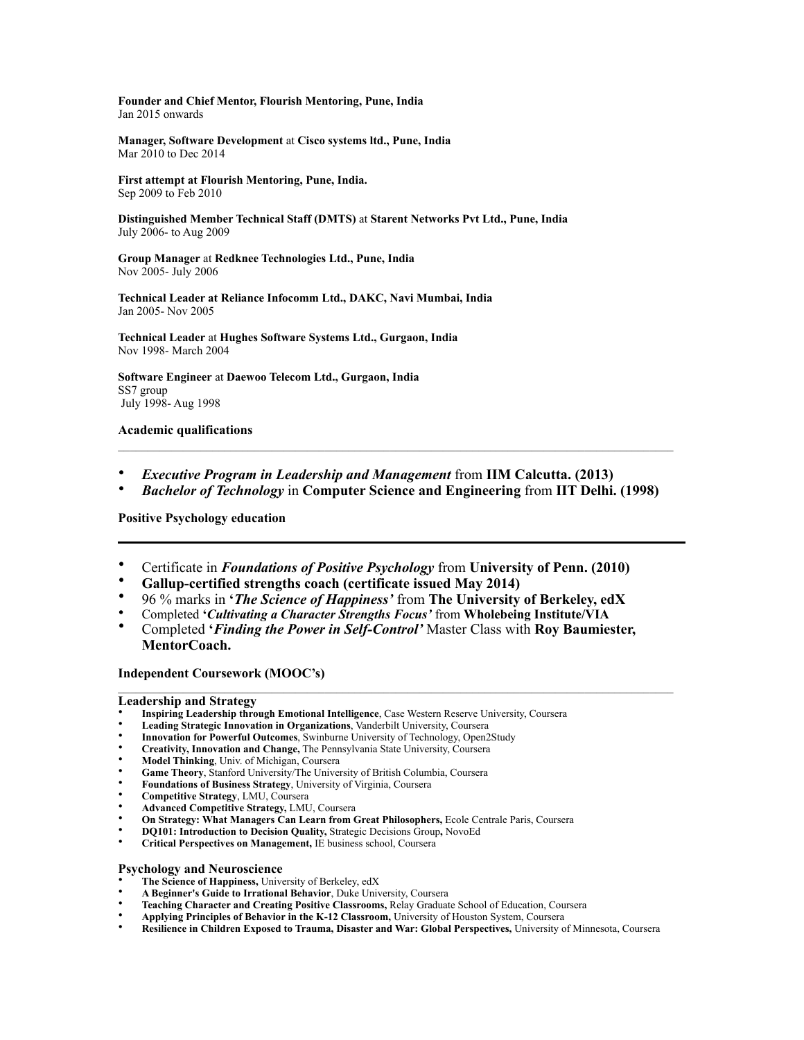**Founder and Chief Mentor, Flourish Mentoring, Pune, India**
Jan 2015 onwards

**Manager, Software Development** at **Cisco systems ltd., Pune, India**
Mar 2010 to Dec 2014

**First attempt at Flourish Mentoring, Pune, India.**
Sep 2009 to Feb 2010

**Distinguished Member Technical Staff (DMTS)** at **Starent Networks Pvt Ltd., Pune, India**
July 2006- to Aug 2009

**Group Manager** at **Redknee Technologies Ltd., Pune, India**
Nov 2005- July 2006

**Technical Leader at Reliance Infocomm Ltd., DAKC, Navi Mumbai, India**
Jan 2005- Nov 2005

**Technical Leader** at **Hughes Software Systems Ltd., Gurgaon, India**
Nov 1998- March 2004

**Software Engineer** at **Daewoo Telecom Ltd., Gurgaon, India**
SS7 group
July 1998- Aug 1998

### Academic qualifications

- ***Executive Program in Leadership and Management*** from **IIM Calcutta. (2013)**
- ***Bachelor of Technology*** in **Computer Science and Engineering** from **IIT Delhi. (1998)**

### Positive Psychology education

- Certificate in ***Foundations of Positive Psychology*** from **University of Penn. (2010)**
- **Gallup-certified strengths coach (certificate issued May 2014)**
- 96 % marks in **'*The Science of Happiness'*** from **The University of Berkeley, edX**
- Completed **'*Cultivating a Character Strengths Focus'*** from **Wholebeing Institute/VIA**
- Completed **'*Finding the Power in Self-Control'*** Master Class with **Roy Baumiester, MentorCoach.**

### Independent Coursework (MOOC's)

#### Leadership and Strategy

- **Inspiring Leadership through Emotional Intelligence**, Case Western Reserve University, Coursera
- **Leading Strategic Innovation in Organizations**, Vanderbilt University, Coursera
- **Innovation for Powerful Outcomes**, Swinburne University of Technology, Open2Study
- **Creativity, Innovation and Change,** The Pennsylvania State University, Coursera
- **Model Thinking**, Univ. of Michigan, Coursera
- **Game Theory**, Stanford University/The University of British Columbia, Coursera
- **Foundations of Business Strategy**, University of Virginia, Coursera
- **Competitive Strategy**, LMU, Coursera
- **Advanced Competitive Strategy,** LMU, Coursera
- **On Strategy: What Managers Can Learn from Great Philosophers,** Ecole Centrale Paris, Coursera
- **DQ101: Introduction to Decision Quality,** Strategic Decisions Group**,** NovoEd
- **Critical Perspectives on Management,** IE business school, Coursera

#### Psychology and Neuroscience

- **The Science of Happiness,** University of Berkeley, edX
- **A Beginner's Guide to Irrational Behavior**, Duke University, Coursera
- **Teaching Character and Creating Positive Classrooms,** Relay Graduate School of Education, Coursera
- **Applying Principles of Behavior in the K-12 Classroom,** University of Houston System, Coursera
- **Resilience in Children Exposed to Trauma, Disaster and War: Global Perspectives,** University of Minnesota, Coursera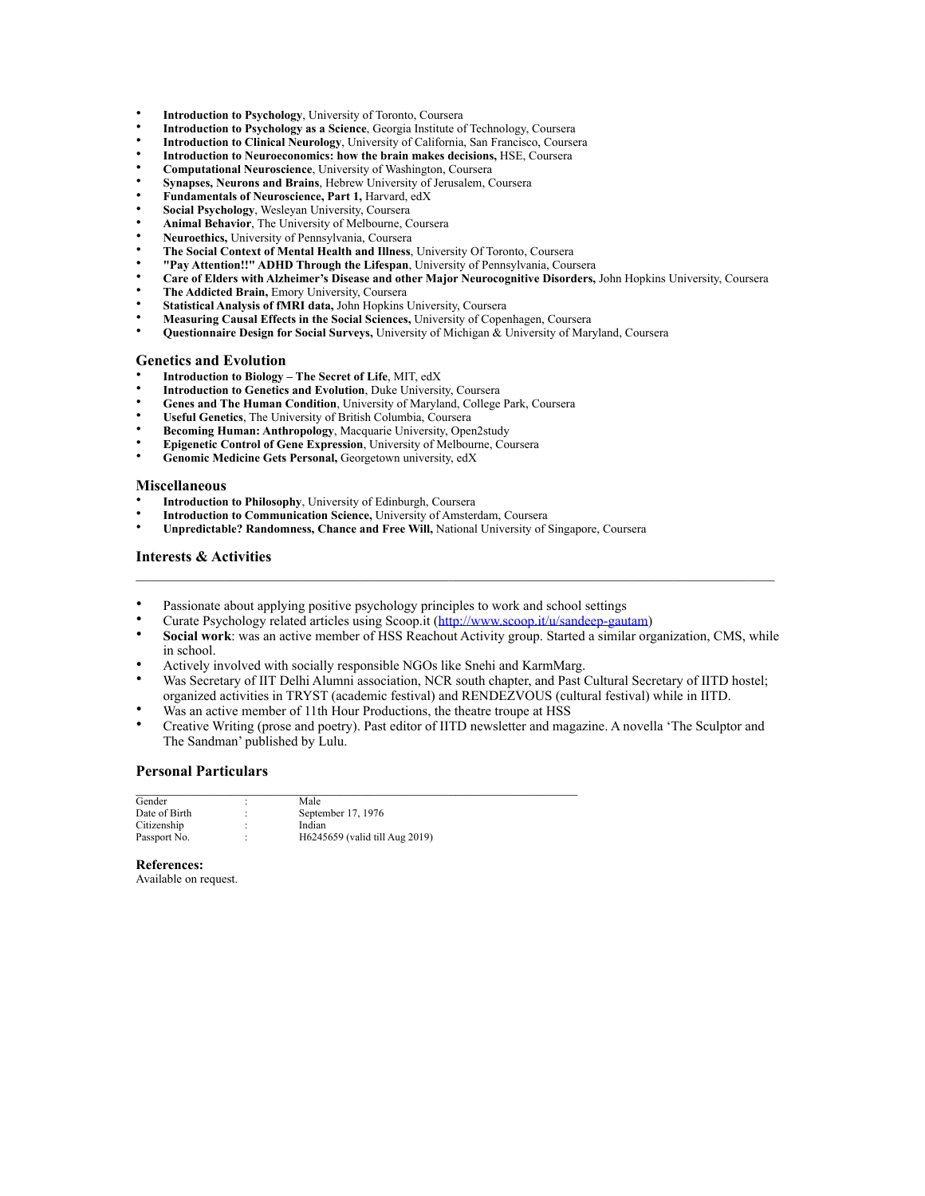- **Introduction to Psychology**, University of Toronto, Coursera
- **Introduction to Psychology as a Science**, Georgia Institute of Technology, Coursera
- **Introduction to Clinical Neurology**, University of California, San Francisco, Coursera
- **Introduction to Neuroeconomics: how the brain makes decisions,** HSE, Coursera
- **Computational Neuroscience**, University of Washington, Coursera
- **Synapses, Neurons and Brains**, Hebrew University of Jerusalem, Coursera
- **Fundamentals of Neuroscience, Part 1,** Harvard, edX
- **Social Psychology**, Wesleyan University, Coursera
- **Animal Behavior**, The University of Melbourne, Coursera
- **Neuroethics,** University of Pennsylvania, Coursera
- **The Social Context of Mental Health and Illness**, University Of Toronto, Coursera
- **"Pay Attention!!" ADHD Through the Lifespan**, University of Pennsylvania, Coursera
- **Care of Elders with Alzheimer's Disease and other Major Neurocognitive Disorders,** John Hopkins University, Coursera
- **The Addicted Brain,** Emory University, Coursera
- **Statistical Analysis of fMRI data,** John Hopkins University, Coursera
- **Measuring Causal Effects in the Social Sciences,** University of Copenhagen, Coursera
- **Questionnaire Design for Social Surveys,** University of Michigan & University of Maryland, Coursera

### Genetics and Evolution

- **Introduction to Biology – The Secret of Life**, MIT, edX
- **Introduction to Genetics and Evolution**, Duke University, Coursera
- **Genes and The Human Condition**, University of Maryland, College Park, Coursera
- **Useful Genetics**, The University of British Columbia, Coursera
- **Becoming Human: Anthropology**, Macquarie University, Open2study
- **Epigenetic Control of Gene Expression**, University of Melbourne, Coursera
- **Genomic Medicine Gets Personal,** Georgetown university, edX

### Miscellaneous

- **Introduction to Philosophy**, University of Edinburgh, Coursera
- **Introduction to Communication Science,** University of Amsterdam, Coursera
- **Unpredictable? Randomness, Chance and Free Will,** National University of Singapore, Coursera

## Interests & Activities

- Passionate about applying positive psychology principles to work and school settings
- Curate Psychology related articles using Scoop.it (http://www.scoop.it/u/sandeep-gautam)
- **Social work**: was an active member of HSS Reachout Activity group. Started a similar organization, CMS, while in school.
- Actively involved with socially responsible NGOs like Snehi and KarmMarg.
- Was Secretary of IIT Delhi Alumni association, NCR south chapter, and Past Cultural Secretary of IITD hostel; organized activities in TRYST (academic festival) and RENDEZVOUS (cultural festival) while in IITD.
- Was an active member of 11th Hour Productions, the theatre troupe at HSS
- Creative Writing (prose and poetry). Past editor of IITD newsletter and magazine. A novella 'The Sculptor and The Sandman' published by Lulu.

## Personal Particulars

| | | |
|---|---|---|
| Gender | : | Male |
| Date of Birth | : | September 17, 1976 |
| Citizenship | : | Indian |
| Passport No. | : | H6245659 (valid till Aug 2019) |

**References:**
Available on request.